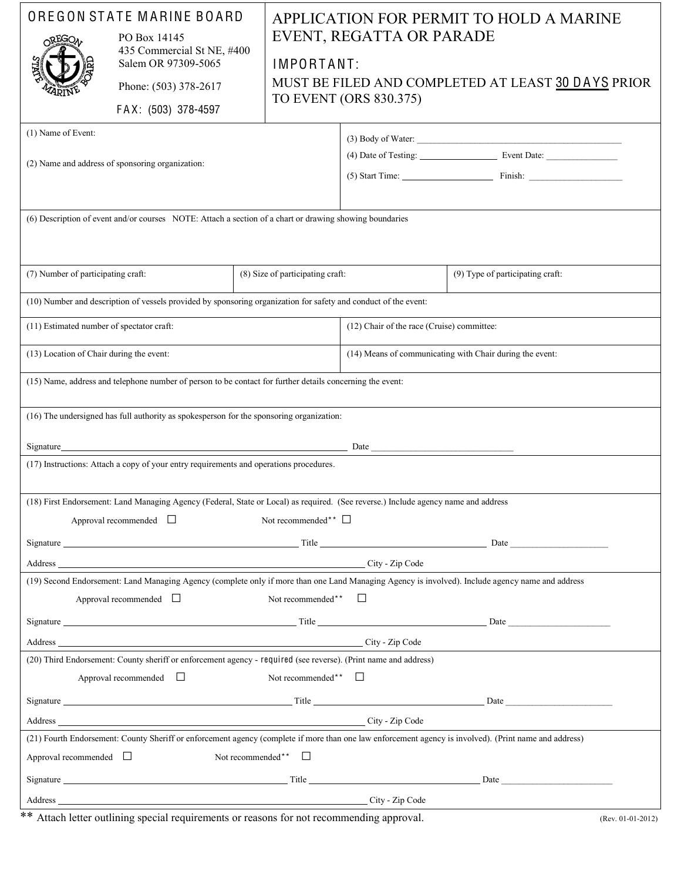# OREGON STATE MARINE BOARD

PO Box 14145
435 Commercial St NE, #400
Salem OR 97309-5065

Phone: (503) 378-2617

FAX: (503) 378-4597

# APPLICATION FOR PERMIT TO HOLD A MARINE EVENT, REGATTA OR PARADE

**IMPORTANT:**

MUST BE FILED AND COMPLETED AT LEAST 30 DAYS PRIOR TO EVENT (ORS 830.375)

(1) Name of Event:

(2) Name and address of sponsoring organization:

(3) Body of Water: ______________________________

(4) Date of Testing: ______________ Event Date: ______________

(5) Start Time: ______________ Finish: ______________

(6) Description of event and/or courses NOTE: Attach a section of a chart or drawing showing boundaries

(7) Number of participating craft:

(8) Size of participating craft:

(9) Type of participating craft:

(10) Number and description of vessels provided by sponsoring organization for safety and conduct of the event:

(11) Estimated number of spectator craft:

(12) Chair of the race (Cruise) committee:

(13) Location of Chair during the event:

(14) Means of communicating with Chair during the event:

(15) Name, address and telephone number of person to be contact for further details concerning the event:

(16) The undersigned has full authority as spokesperson for the sponsoring organization:

Signature ______________________________ Date ______________________________

(17) Instructions: Attach a copy of your entry requirements and operations procedures.

(18) First Endorsement: Land Managing Agency (Federal, State or Local) as required. (See reverse.) Include agency name and address

Approval recommended ☐ Not recommended** ☐

Signature ______________________________ Title ______________________________ Date ______________

Address ______________________________ City - Zip Code

(19) Second Endorsement: Land Managing Agency (complete only if more than one Land Managing Agency is involved). Include agency name and address

Approval recommended ☐ Not recommended** ☐

Signature ______________________________ Title ______________________________ Date ______________

Address ______________________________ City - Zip Code

(20) Third Endorsement: County sheriff or enforcement agency - required (see reverse). (Print name and address)

Approval recommended ☐ Not recommended** ☐

Signature ______________________________ Title ______________________________ Date ______________

Address ______________________________ City - Zip Code

(21) Fourth Endorsement: County Sheriff or enforcement agency (complete if more than one law enforcement agency is involved). (Print name and address)

Approval recommended ☐ Not recommended** ☐

Signature ______________________________ Title ______________________________ Date ______________

Address ______________________________ City - Zip Code

** Attach letter outlining special requirements or reasons for not recommending approval.

(Rev. 01-01-2012)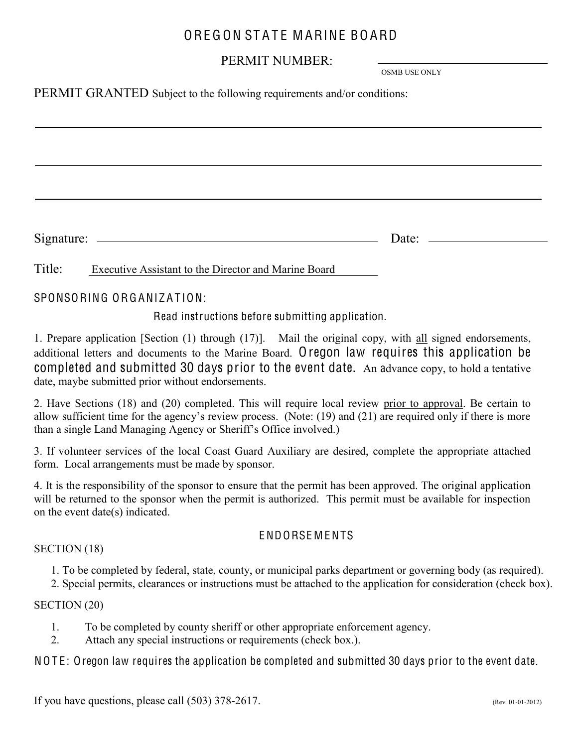# OREGON STATE MARINE BOARD

PERMIT NUMBER: ______________________
OSMB USE ONLY

PERMIT GRANTED Subject to the following requirements and/or conditions:

______________________________________________________________________

______________________________________________________________________

______________________________________________________________________

Signature: ______________________________________ Date: ______________________

Title: Executive Assistant to the Director and Marine Board

## SPONSORING ORGANIZATION:

Read instructions before submitting application.

1. Prepare application [Section (1) through (17)]. Mail the original copy, with all signed endorsements, additional letters and documents to the Marine Board. **Oregon law requires this application be completed and submitted 30 days prior to the event date.** An advance copy, to hold a tentative date, maybe submitted prior without endorsements.

2. Have Sections (18) and (20) completed. This will require local review prior to approval. Be certain to allow sufficient time for the agency's review process. (Note: (19) and (21) are required only if there is more than a single Land Managing Agency or Sheriff's Office involved.)

3. If volunteer services of the local Coast Guard Auxiliary are desired, complete the appropriate attached form. Local arrangements must be made by sponsor.

4. It is the responsibility of the sponsor to ensure that the permit has been approved. The original application will be returned to the sponsor when the permit is authorized. This permit must be available for inspection on the event date(s) indicated.

## ENDORSEMENTS

SECTION (18)

1. To be completed by federal, state, county, or municipal parks department or governing body (as required).
2. Special permits, clearances or instructions must be attached to the application for consideration (check box).

SECTION (20)

1. To be completed by county sheriff or other appropriate enforcement agency.
2. Attach any special instructions or requirements (check box.).

NOTE: Oregon law requires the application be completed and submitted 30 days prior to the event date.

If you have questions, please call (503) 378-2617.

(Rev. 01-01-2012)